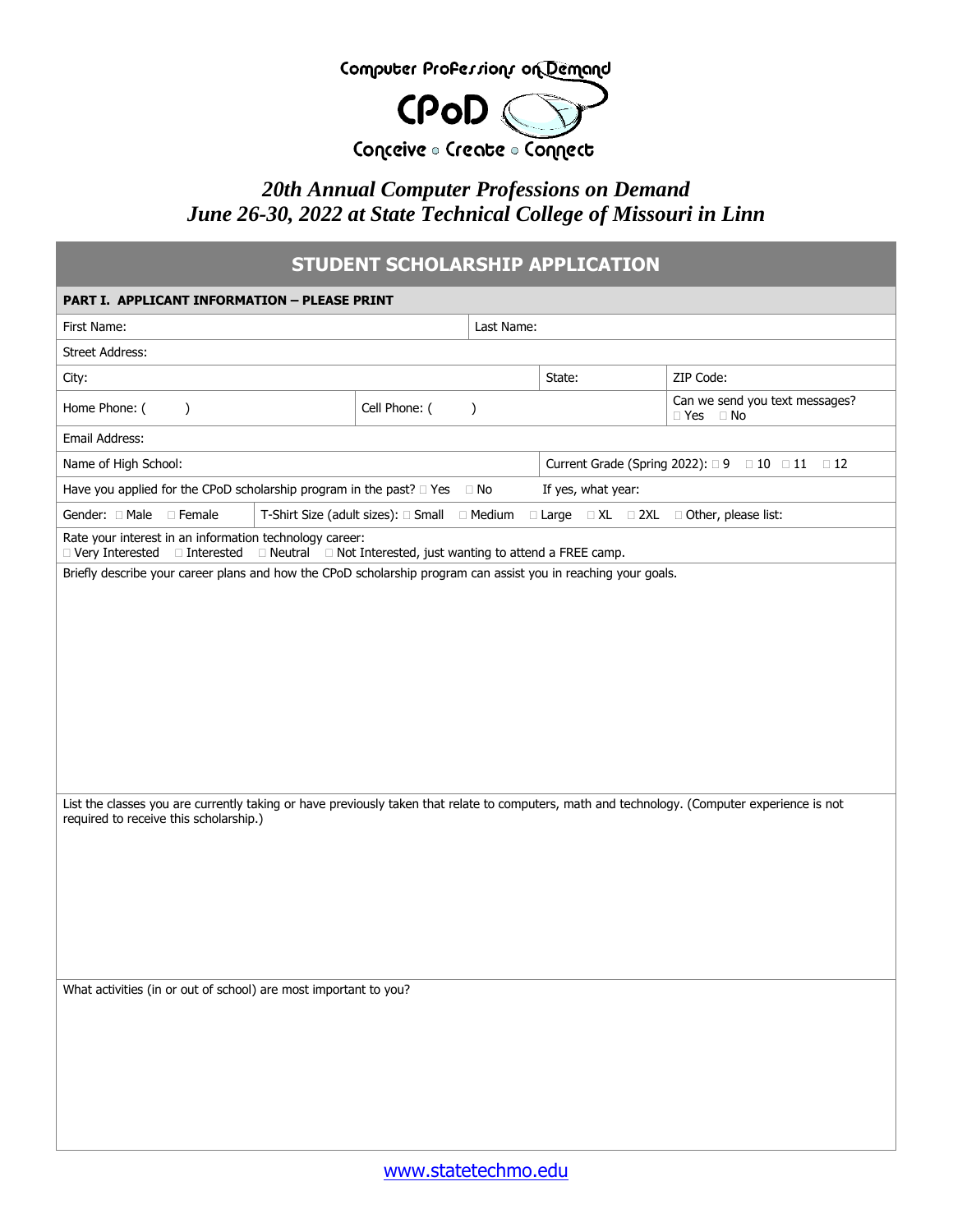Computer Professions on Demand

**CPoD**

Conceive ◦ Create ◦ Connect

*20th Annual Computer Professions on Demand*
*June 26-30, 2022 at State Technical College of Missouri in Linn*

## STUDENT SCHOLARSHIP APPLICATION

**PART I. APPLICANT INFORMATION – PLEASE PRINT**

First Name: Last Name:

Street Address:

City: State: ZIP Code:

Home Phone: ( ) Cell Phone: ( ) Can we send you text messages? □ Yes □ No

Email Address:

Name of High School: Current Grade (Spring 2022): □ 9 □ 10 □ 11 □ 12

Have you applied for the CPoD scholarship program in the past? □ Yes □ No If yes, what year:

Gender: □ Male □ Female T-Shirt Size (adult sizes): □ Small □ Medium □ Large □ XL □ 2XL □ Other, please list:

Rate your interest in an information technology career:
□ Very Interested □ Interested □ Neutral □ Not Interested, just wanting to attend a FREE camp.

Briefly describe your career plans and how the CPoD scholarship program can assist you in reaching your goals.

List the classes you are currently taking or have previously taken that relate to computers, math and technology. (Computer experience is not required to receive this scholarship.)

What activities (in or out of school) are most important to you?

www.statetechmo.edu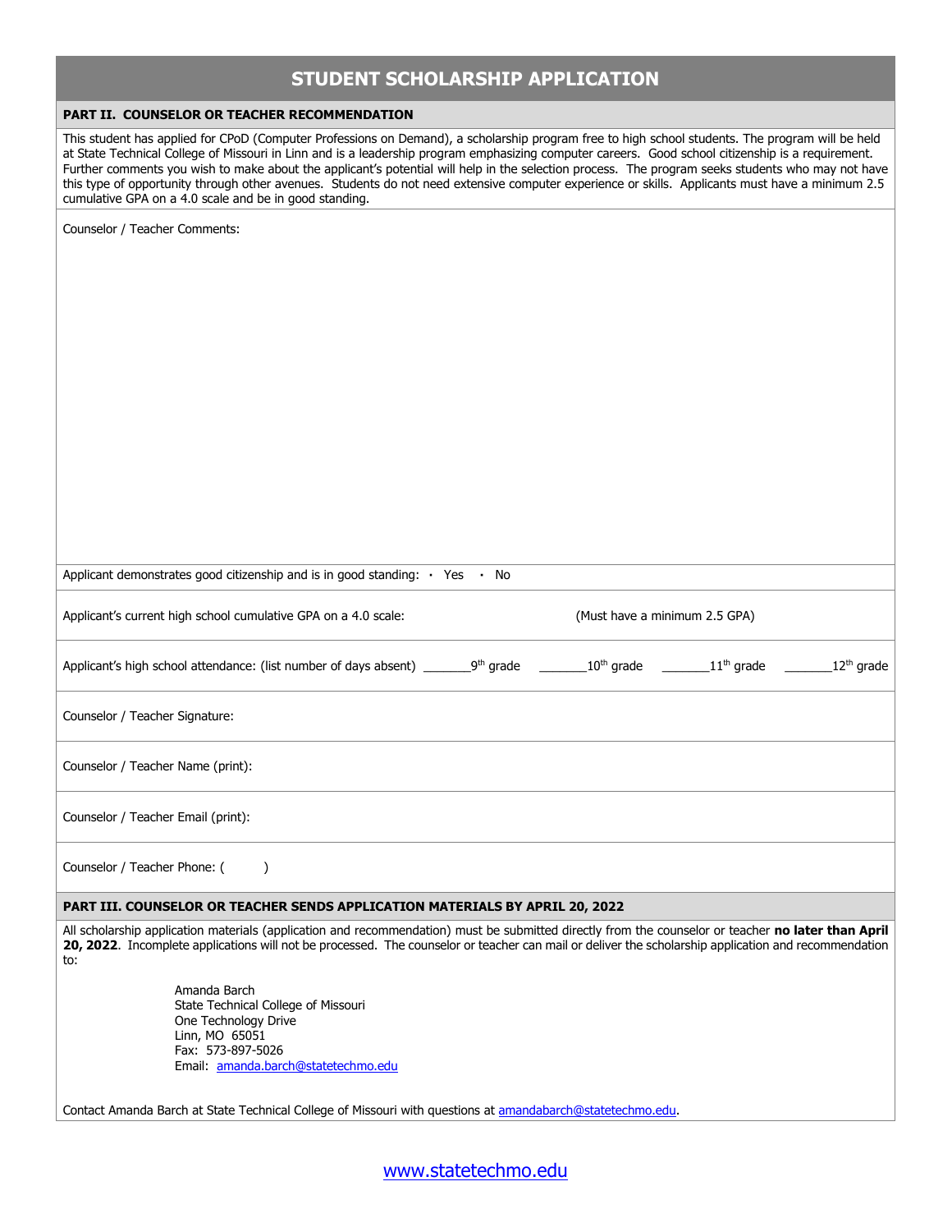# STUDENT SCHOLARSHIP APPLICATION

## PART II. COUNSELOR OR TEACHER RECOMMENDATION

This student has applied for CPoD (Computer Professions on Demand), a scholarship program free to high school students. The program will be held at State Technical College of Missouri in Linn and is a leadership program emphasizing computer careers. Good school citizenship is a requirement. Further comments you wish to make about the applicant's potential will help in the selection process. The program seeks students who may not have this type of opportunity through other avenues. Students do not need extensive computer experience or skills. Applicants must have a minimum 2.5 cumulative GPA on a 4.0 scale and be in good standing.

Counselor / Teacher Comments:

Applicant demonstrates good citizenship and is in good standing: • Yes • No

Applicant's current high school cumulative GPA on a 4.0 scale: (Must have a minimum 2.5 GPA)

Applicant's high school attendance: (list number of days absent) _______9th grade _______10th grade _______11th grade _______12th grade

Counselor / Teacher Signature:

Counselor / Teacher Name (print):

Counselor / Teacher Email (print):

Counselor / Teacher Phone: (     )

## PART III. COUNSELOR OR TEACHER SENDS APPLICATION MATERIALS BY APRIL 20, 2022

All scholarship application materials (application and recommendation) must be submitted directly from the counselor or teacher **no later than April 20, 2022**. Incomplete applications will not be processed. The counselor or teacher can mail or deliver the scholarship application and recommendation to:

Amanda Barch
State Technical College of Missouri
One Technology Drive
Linn, MO 65051
Fax: 573-897-5026
Email: amanda.barch@statetechmo.edu

Contact Amanda Barch at State Technical College of Missouri with questions at amandabarch@statetechmo.edu.

www.statetechmo.edu